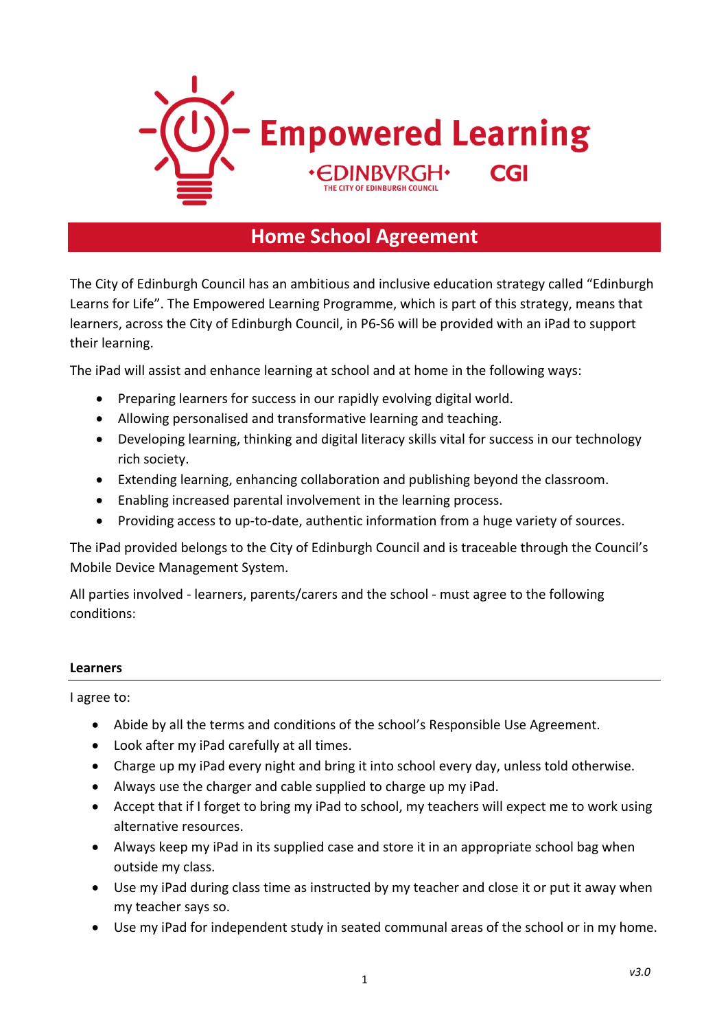# Empowered Learning

EDINBVRGH THE CITY OF EDINBURGH COUNCIL CGI

## Home School Agreement

The City of Edinburgh Council has an ambitious and inclusive education strategy called "Edinburgh Learns for Life". The Empowered Learning Programme, which is part of this strategy, means that learners, across the City of Edinburgh Council, in P6-S6 will be provided with an iPad to support their learning.

The iPad will assist and enhance learning at school and at home in the following ways:

- Preparing learners for success in our rapidly evolving digital world.
- Allowing personalised and transformative learning and teaching.
- Developing learning, thinking and digital literacy skills vital for success in our technology rich society.
- Extending learning, enhancing collaboration and publishing beyond the classroom.
- Enabling increased parental involvement in the learning process.
- Providing access to up-to-date, authentic information from a huge variety of sources.

The iPad provided belongs to the City of Edinburgh Council and is traceable through the Council's Mobile Device Management System.

All parties involved - learners, parents/carers and the school - must agree to the following conditions:

### Learners

I agree to:

- Abide by all the terms and conditions of the school's Responsible Use Agreement.
- Look after my iPad carefully at all times.
- Charge up my iPad every night and bring it into school every day, unless told otherwise.
- Always use the charger and cable supplied to charge up my iPad.
- Accept that if I forget to bring my iPad to school, my teachers will expect me to work using alternative resources.
- Always keep my iPad in its supplied case and store it in an appropriate school bag when outside my class.
- Use my iPad during class time as instructed by my teacher and close it or put it away when my teacher says so.
- Use my iPad for independent study in seated communal areas of the school or in my home.

*v3.0*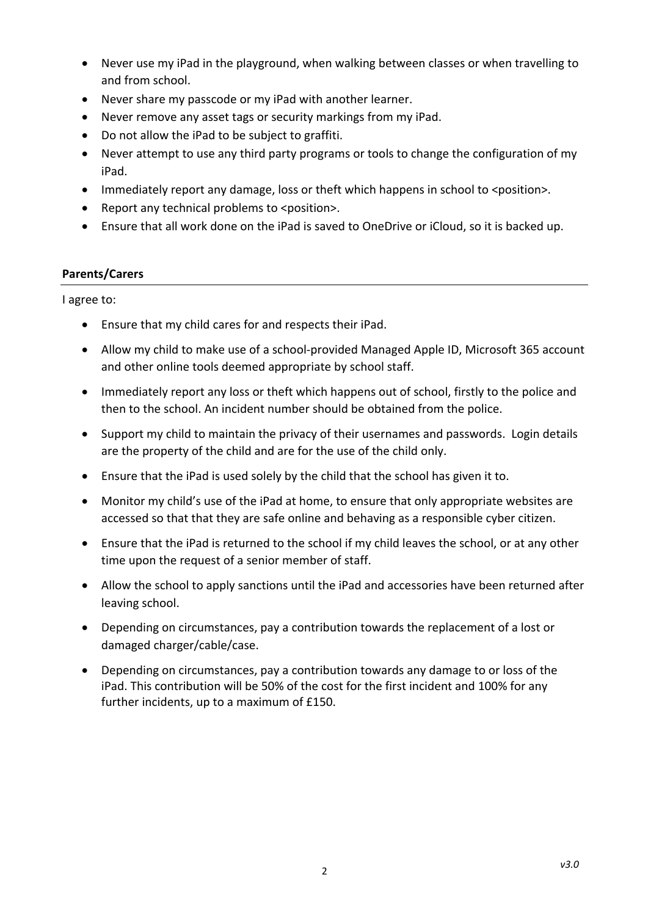- Never use my iPad in the playground, when walking between classes or when travelling to and from school.
- Never share my passcode or my iPad with another learner.
- Never remove any asset tags or security markings from my iPad.
- Do not allow the iPad to be subject to graffiti.
- Never attempt to use any third party programs or tools to change the configuration of my iPad.
- Immediately report any damage, loss or theft which happens in school to <position>.
- Report any technical problems to <position>.
- Ensure that all work done on the iPad is saved to OneDrive or iCloud, so it is backed up.

**Parents/Carers**

I agree to:

- Ensure that my child cares for and respects their iPad.
- Allow my child to make use of a school-provided Managed Apple ID, Microsoft 365 account and other online tools deemed appropriate by school staff.
- Immediately report any loss or theft which happens out of school, firstly to the police and then to the school. An incident number should be obtained from the police.
- Support my child to maintain the privacy of their usernames and passwords. Login details are the property of the child and are for the use of the child only.
- Ensure that the iPad is used solely by the child that the school has given it to.
- Monitor my child's use of the iPad at home, to ensure that only appropriate websites are accessed so that that they are safe online and behaving as a responsible cyber citizen.
- Ensure that the iPad is returned to the school if my child leaves the school, or at any other time upon the request of a senior member of staff.
- Allow the school to apply sanctions until the iPad and accessories have been returned after leaving school.
- Depending on circumstances, pay a contribution towards the replacement of a lost or damaged charger/cable/case.
- Depending on circumstances, pay a contribution towards any damage to or loss of the iPad. This contribution will be 50% of the cost for the first incident and 100% for any further incidents, up to a maximum of £150.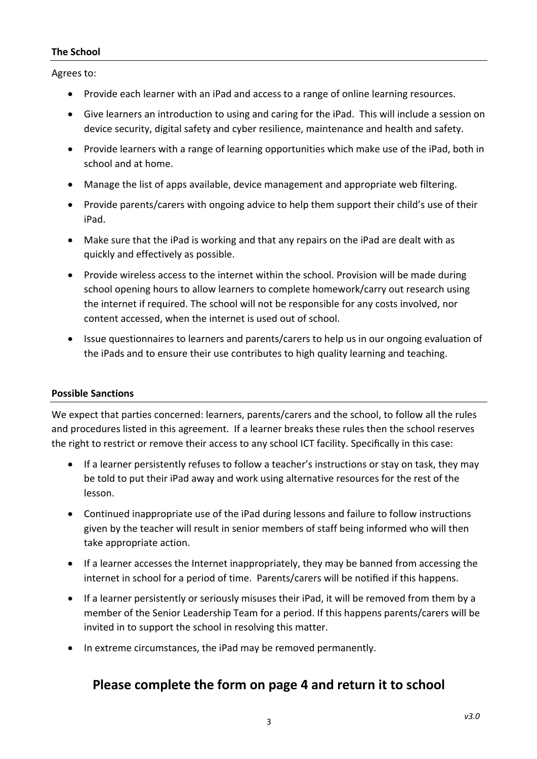### The School

Agrees to:

- Provide each learner with an iPad and access to a range of online learning resources.
- Give learners an introduction to using and caring for the iPad. This will include a session on device security, digital safety and cyber resilience, maintenance and health and safety.
- Provide learners with a range of learning opportunities which make use of the iPad, both in school and at home.
- Manage the list of apps available, device management and appropriate web filtering.
- Provide parents/carers with ongoing advice to help them support their child's use of their iPad.
- Make sure that the iPad is working and that any repairs on the iPad are dealt with as quickly and effectively as possible.
- Provide wireless access to the internet within the school. Provision will be made during school opening hours to allow learners to complete homework/carry out research using the internet if required. The school will not be responsible for any costs involved, nor content accessed, when the internet is used out of school.
- Issue questionnaires to learners and parents/carers to help us in our ongoing evaluation of the iPads and to ensure their use contributes to high quality learning and teaching.

### Possible Sanctions

We expect that parties concerned: learners, parents/carers and the school, to follow all the rules and procedures listed in this agreement. If a learner breaks these rules then the school reserves the right to restrict or remove their access to any school ICT facility. Specifically in this case:

- If a learner persistently refuses to follow a teacher's instructions or stay on task, they may be told to put their iPad away and work using alternative resources for the rest of the lesson.
- Continued inappropriate use of the iPad during lessons and failure to follow instructions given by the teacher will result in senior members of staff being informed who will then take appropriate action.
- If a learner accesses the Internet inappropriately, they may be banned from accessing the internet in school for a period of time. Parents/carers will be notified if this happens.
- If a learner persistently or seriously misuses their iPad, it will be removed from them by a member of the Senior Leadership Team for a period. If this happens parents/carers will be invited in to support the school in resolving this matter.
- In extreme circumstances, the iPad may be removed permanently.

## Please complete the form on page 4 and return it to school

*v3.0*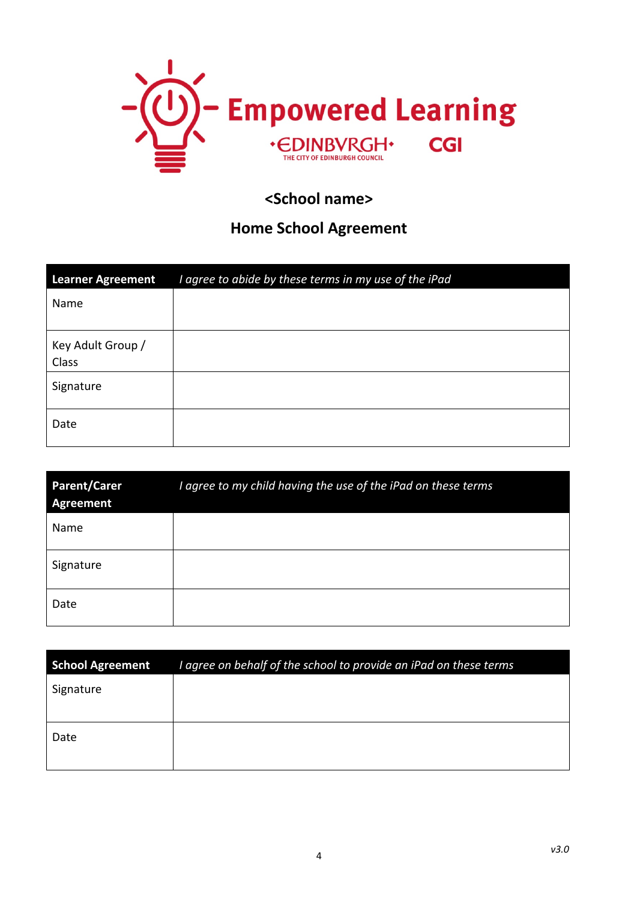Empowered Learning

EDINBVRGH THE CITY OF EDINBURGH COUNCIL CGI

## <School name>

## Home School Agreement

| **Learner Agreement** | *I agree to abide by these terms in my use of the iPad* |
| --- | --- |
| Name | |
| Key Adult Group / Class | |
| Signature | |
| Date | |

| **Parent/Carer Agreement** | *I agree to my child having the use of the iPad on these terms* |
| --- | --- |
| Name | |
| Signature | |
| Date | |

| **School Agreement** | *I agree on behalf of the school to provide an iPad on these terms* |
| --- | --- |
| Signature | |
| Date | |

*v3.0*